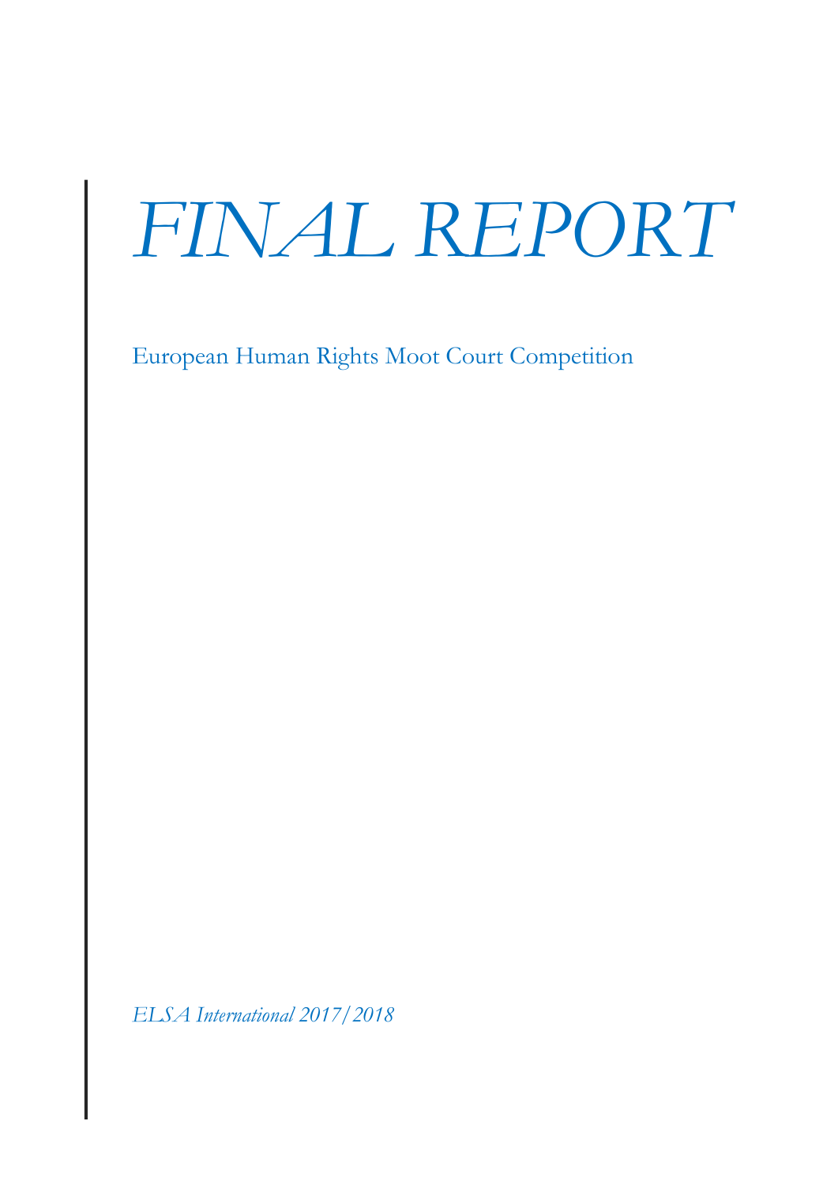# *FINAL REPORT*

European Human Rights Moot Court Competition

*ELSA International 2017/2018*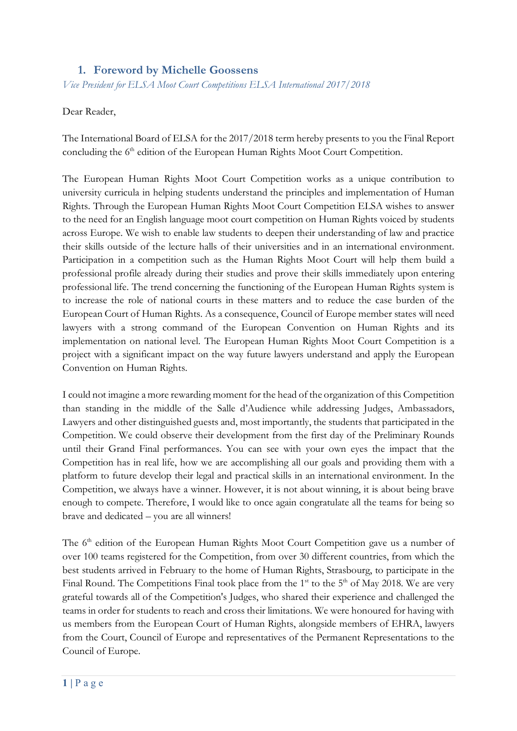## 1. Foreword by Michelle Goossens

*Vice President for ELSA Moot Court Competitions ELSA International 2017/2018*

Dear Reader,

The International Board of ELSA for the 2017/2018 term hereby presents to you the Final Report concluding the 6th edition of the European Human Rights Moot Court Competition.

The European Human Rights Moot Court Competition works as a unique contribution to university curricula in helping students understand the principles and implementation of Human Rights. Through the European Human Rights Moot Court Competition ELSA wishes to answer to the need for an English language moot court competition on Human Rights voiced by students across Europe. We wish to enable law students to deepen their understanding of law and practice their skills outside of the lecture halls of their universities and in an international environment. Participation in a competition such as the Human Rights Moot Court will help them build a professional profile already during their studies and prove their skills immediately upon entering professional life. The trend concerning the functioning of the European Human Rights system is to increase the role of national courts in these matters and to reduce the case burden of the European Court of Human Rights. As a consequence, Council of Europe member states will need lawyers with a strong command of the European Convention on Human Rights and its implementation on national level. The European Human Rights Moot Court Competition is a project with a significant impact on the way future lawyers understand and apply the European Convention on Human Rights.

I could not imagine a more rewarding moment for the head of the organization of this Competition than standing in the middle of the Salle d'Audience while addressing Judges, Ambassadors, Lawyers and other distinguished guests and, most importantly, the students that participated in the Competition. We could observe their development from the first day of the Preliminary Rounds until their Grand Final performances. You can see with your own eyes the impact that the Competition has in real life, how we are accomplishing all our goals and providing them with a platform to future develop their legal and practical skills in an international environment. In the Competition, we always have a winner. However, it is not about winning, it is about being brave enough to compete. Therefore, I would like to once again congratulate all the teams for being so brave and dedicated – you are all winners!

The 6th edition of the European Human Rights Moot Court Competition gave us a number of over 100 teams registered for the Competition, from over 30 different countries, from which the best students arrived in February to the home of Human Rights, Strasbourg, to participate in the Final Round. The Competitions Final took place from the 1st to the 5th of May 2018. We are very grateful towards all of the Competition's Judges, who shared their experience and challenged the teams in order for students to reach and cross their limitations. We were honoured for having with us members from the European Court of Human Rights, alongside members of EHRA, lawyers from the Court, Council of Europe and representatives of the Permanent Representations to the Council of Europe.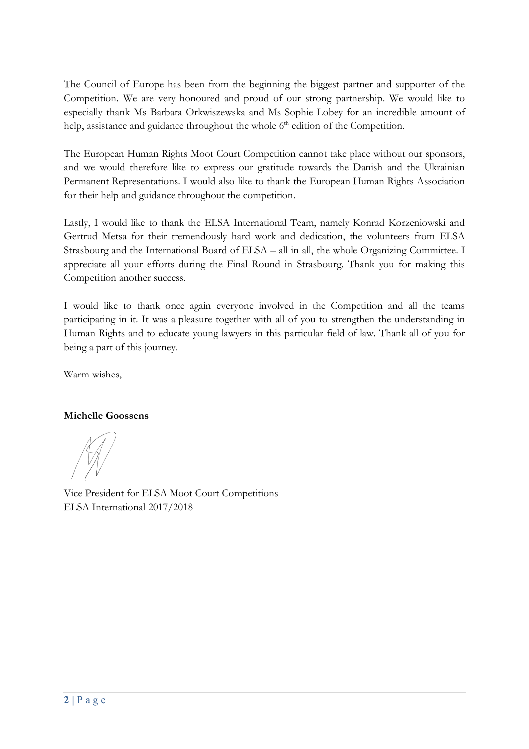The Council of Europe has been from the beginning the biggest partner and supporter of the Competition. We are very honoured and proud of our strong partnership. We would like to especially thank Ms Barbara Orkwiszewska and Ms Sophie Lobey for an incredible amount of help, assistance and guidance throughout the whole 6th edition of the Competition.

The European Human Rights Moot Court Competition cannot take place without our sponsors, and we would therefore like to express our gratitude towards the Danish and the Ukrainian Permanent Representations. I would also like to thank the European Human Rights Association for their help and guidance throughout the competition.

Lastly, I would like to thank the ELSA International Team, namely Konrad Korzeniowski and Gertrud Metsa for their tremendously hard work and dedication, the volunteers from ELSA Strasbourg and the International Board of ELSA – all in all, the whole Organizing Committee. I appreciate all your efforts during the Final Round in Strasbourg. Thank you for making this Competition another success.

I would like to thank once again everyone involved in the Competition and all the teams participating in it. It was a pleasure together with all of you to strengthen the understanding in Human Rights and to educate young lawyers in this particular field of law. Thank all of you for being a part of this journey.

Warm wishes,

**Michelle Goossens**

Vice President for ELSA Moot Court Competitions
ELSA International 2017/2018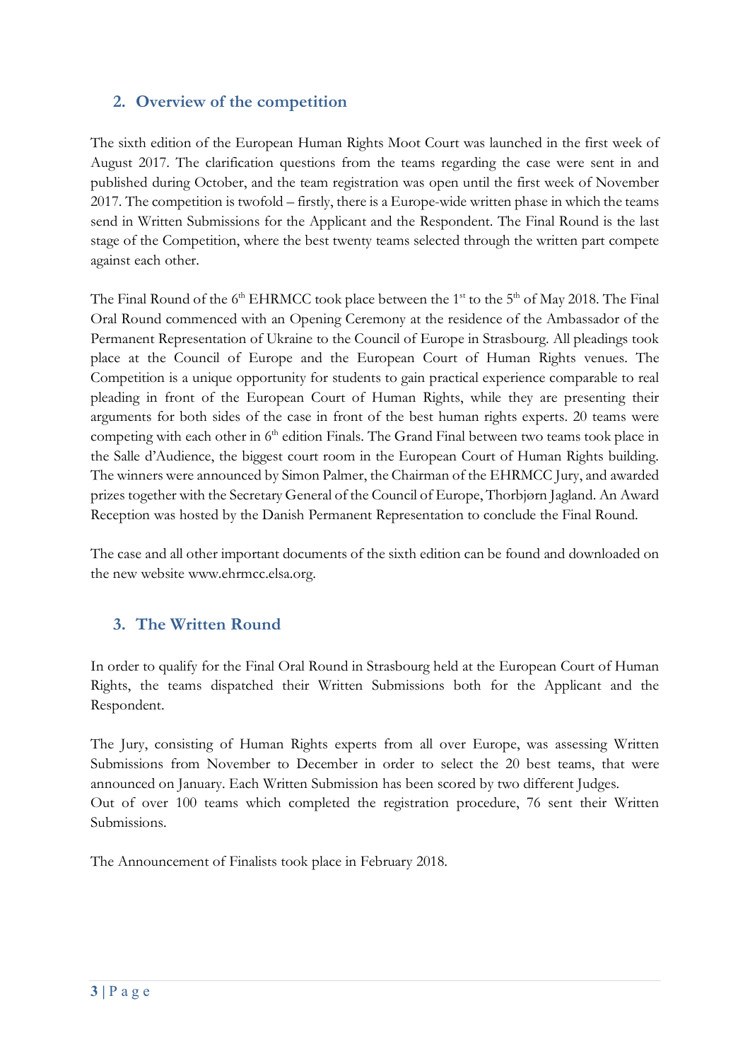## 2. Overview of the competition

The sixth edition of the European Human Rights Moot Court was launched in the first week of August 2017. The clarification questions from the teams regarding the case were sent in and published during October, and the team registration was open until the first week of November 2017. The competition is twofold – firstly, there is a Europe-wide written phase in which the teams send in Written Submissions for the Applicant and the Respondent. The Final Round is the last stage of the Competition, where the best twenty teams selected through the written part compete against each other.

The Final Round of the 6th EHRMCC took place between the 1st to the 5th of May 2018. The Final Oral Round commenced with an Opening Ceremony at the residence of the Ambassador of the Permanent Representation of Ukraine to the Council of Europe in Strasbourg. All pleadings took place at the Council of Europe and the European Court of Human Rights venues. The Competition is a unique opportunity for students to gain practical experience comparable to real pleading in front of the European Court of Human Rights, while they are presenting their arguments for both sides of the case in front of the best human rights experts. 20 teams were competing with each other in 6th edition Finals. The Grand Final between two teams took place in the Salle d'Audience, the biggest court room in the European Court of Human Rights building. The winners were announced by Simon Palmer, the Chairman of the EHRMCC Jury, and awarded prizes together with the Secretary General of the Council of Europe, Thorbjørn Jagland. An Award Reception was hosted by the Danish Permanent Representation to conclude the Final Round.

The case and all other important documents of the sixth edition can be found and downloaded on the new website www.ehrmcc.elsa.org.

## 3. The Written Round

In order to qualify for the Final Oral Round in Strasbourg held at the European Court of Human Rights, the teams dispatched their Written Submissions both for the Applicant and the Respondent.

The Jury, consisting of Human Rights experts from all over Europe, was assessing Written Submissions from November to December in order to select the 20 best teams, that were announced on January. Each Written Submission has been scored by two different Judges.
Out of over 100 teams which completed the registration procedure, 76 sent their Written Submissions.

The Announcement of Finalists took place in February 2018.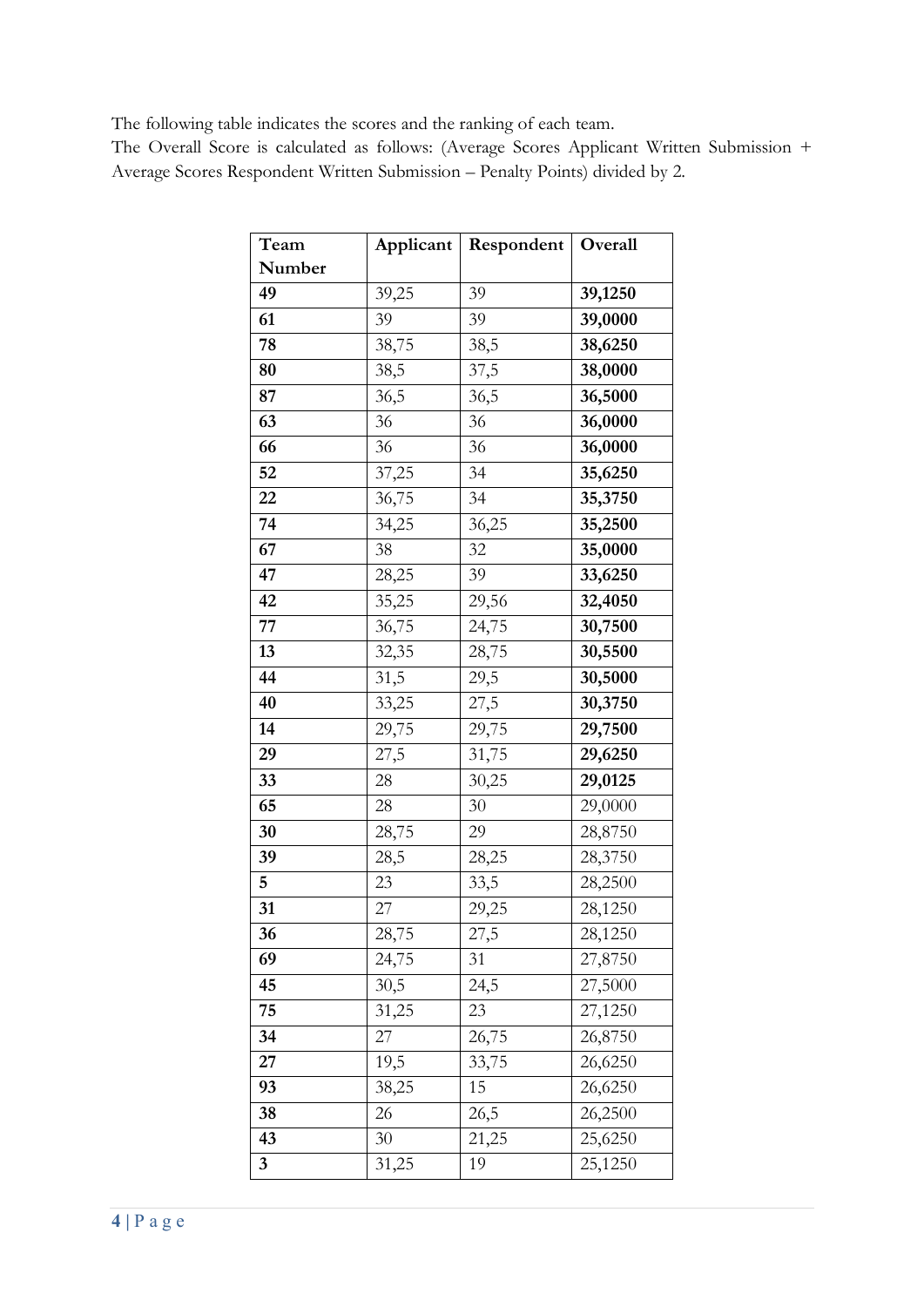The following table indicates the scores and the ranking of each team.

The Overall Score is calculated as follows: (Average Scores Applicant Written Submission + Average Scores Respondent Written Submission – Penalty Points) divided by 2.

| Team Number | Applicant | Respondent | Overall |
|---|---|---|---|
| **49** | 39,25 | 39 | **39,1250** |
| **61** | 39 | 39 | **39,0000** |
| **78** | 38,75 | 38,5 | **38,6250** |
| **80** | 38,5 | 37,5 | **38,0000** |
| **87** | 36,5 | 36,5 | **36,5000** |
| **63** | 36 | 36 | **36,0000** |
| **66** | 36 | 36 | **36,0000** |
| **52** | 37,25 | 34 | **35,6250** |
| **22** | 36,75 | 34 | **35,3750** |
| **74** | 34,25 | 36,25 | **35,2500** |
| **67** | 38 | 32 | **35,0000** |
| **47** | 28,25 | 39 | **33,6250** |
| **42** | 35,25 | 29,56 | **32,4050** |
| **77** | 36,75 | 24,75 | **30,7500** |
| **13** | 32,35 | 28,75 | **30,5500** |
| **44** | 31,5 | 29,5 | **30,5000** |
| **40** | 33,25 | 27,5 | **30,3750** |
| **14** | 29,75 | 29,75 | **29,7500** |
| **29** | 27,5 | 31,75 | **29,6250** |
| **33** | 28 | 30,25 | **29,0125** |
| **65** | 28 | 30 | 29,0000 |
| **30** | 28,75 | 29 | 28,8750 |
| **39** | 28,5 | 28,25 | 28,3750 |
| **5** | 23 | 33,5 | 28,2500 |
| **31** | 27 | 29,25 | 28,1250 |
| **36** | 28,75 | 27,5 | 28,1250 |
| **69** | 24,75 | 31 | 27,8750 |
| **45** | 30,5 | 24,5 | 27,5000 |
| **75** | 31,25 | 23 | 27,1250 |
| **34** | 27 | 26,75 | 26,8750 |
| **27** | 19,5 | 33,75 | 26,6250 |
| **93** | 38,25 | 15 | 26,6250 |
| **38** | 26 | 26,5 | 26,2500 |
| **43** | 30 | 21,25 | 25,6250 |
| **3** | 31,25 | 19 | 25,1250 |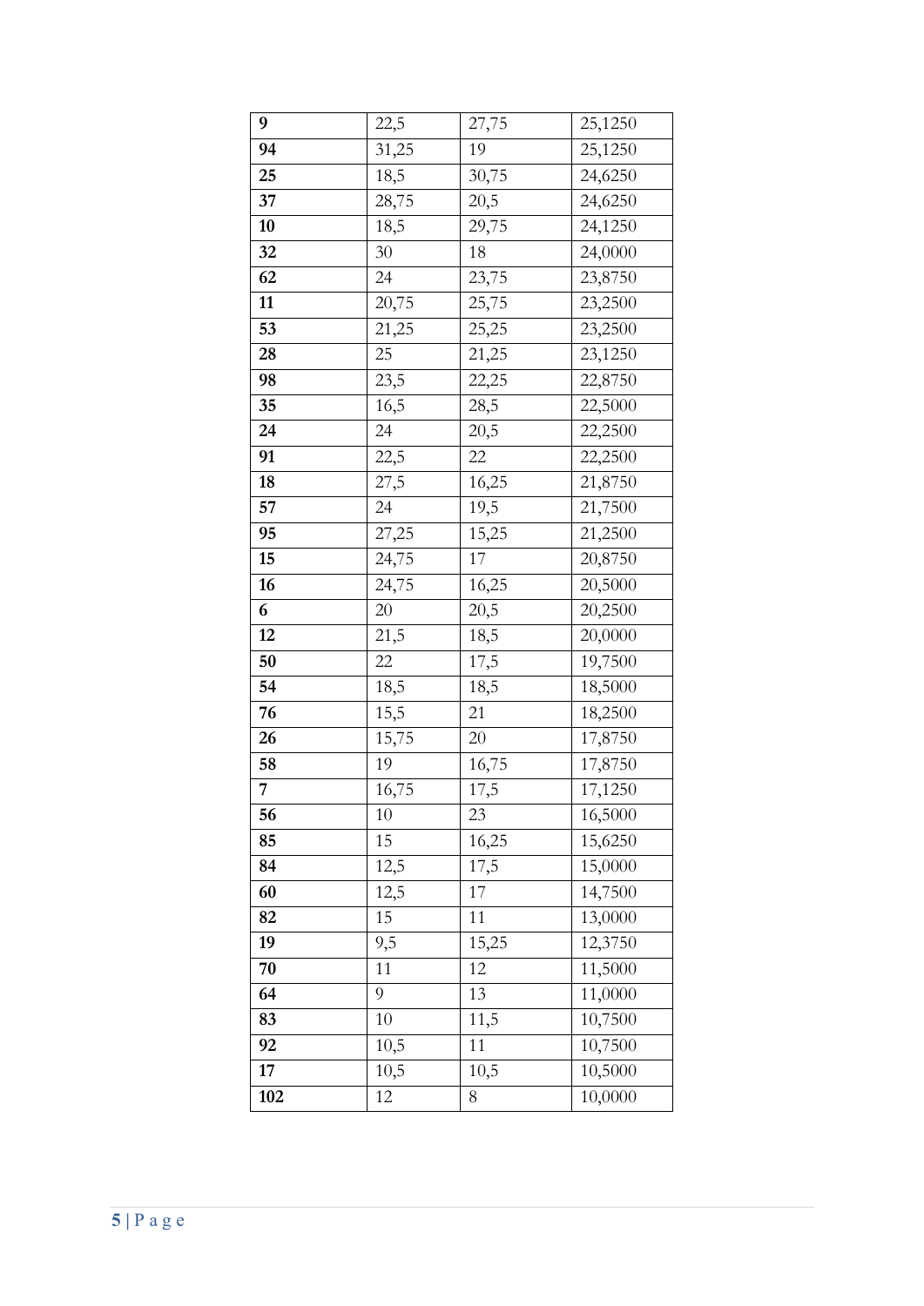| **9** | 22,5 | 27,75 | 25,1250 |
|---|---|---|---|
| **94** | 31,25 | 19 | 25,1250 |
| **25** | 18,5 | 30,75 | 24,6250 |
| **37** | 28,75 | 20,5 | 24,6250 |
| **10** | 18,5 | 29,75 | 24,1250 |
| **32** | 30 | 18 | 24,0000 |
| **62** | 24 | 23,75 | 23,8750 |
| **11** | 20,75 | 25,75 | 23,2500 |
| **53** | 21,25 | 25,25 | 23,2500 |
| **28** | 25 | 21,25 | 23,1250 |
| **98** | 23,5 | 22,25 | 22,8750 |
| **35** | 16,5 | 28,5 | 22,5000 |
| **24** | 24 | 20,5 | 22,2500 |
| **91** | 22,5 | 22 | 22,2500 |
| **18** | 27,5 | 16,25 | 21,8750 |
| **57** | 24 | 19,5 | 21,7500 |
| **95** | 27,25 | 15,25 | 21,2500 |
| **15** | 24,75 | 17 | 20,8750 |
| **16** | 24,75 | 16,25 | 20,5000 |
| **6** | 20 | 20,5 | 20,2500 |
| **12** | 21,5 | 18,5 | 20,0000 |
| **50** | 22 | 17,5 | 19,7500 |
| **54** | 18,5 | 18,5 | 18,5000 |
| **76** | 15,5 | 21 | 18,2500 |
| **26** | 15,75 | 20 | 17,8750 |
| **58** | 19 | 16,75 | 17,8750 |
| **7** | 16,75 | 17,5 | 17,1250 |
| **56** | 10 | 23 | 16,5000 |
| **85** | 15 | 16,25 | 15,6250 |
| **84** | 12,5 | 17,5 | 15,0000 |
| **60** | 12,5 | 17 | 14,7500 |
| **82** | 15 | 11 | 13,0000 |
| **19** | 9,5 | 15,25 | 12,3750 |
| **70** | 11 | 12 | 11,5000 |
| **64** | 9 | 13 | 11,0000 |
| **83** | 10 | 11,5 | 10,7500 |
| **92** | 10,5 | 11 | 10,7500 |
| **17** | 10,5 | 10,5 | 10,5000 |
| **102** | 12 | 8 | 10,0000 |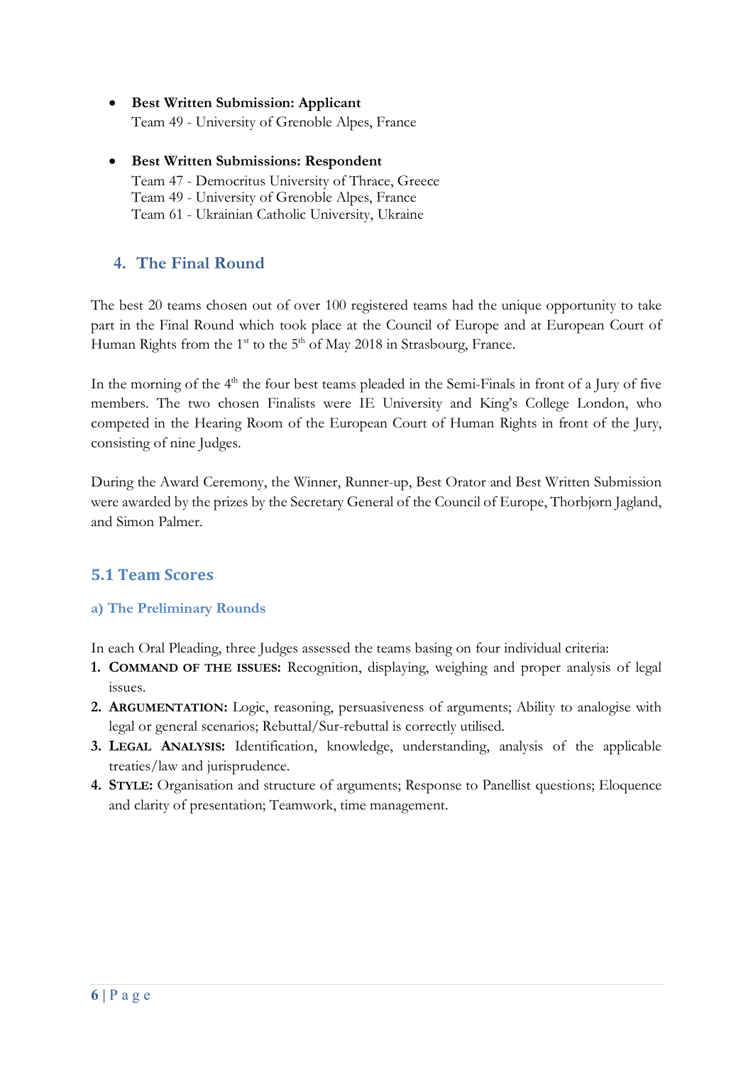- **Best Written Submission: Applicant**
  Team 49 - University of Grenoble Alpes, France

- **Best Written Submissions: Respondent**
  Team 47 - Democritus University of Thrace, Greece
  Team 49 - University of Grenoble Alpes, France
  Team 61 - Ukrainian Catholic University, Ukraine

## 4. The Final Round

The best 20 teams chosen out of over 100 registered teams had the unique opportunity to take part in the Final Round which took place at the Council of Europe and at European Court of Human Rights from the 1st to the 5th of May 2018 in Strasbourg, France.

In the morning of the 4th the four best teams pleaded in the Semi-Finals in front of a Jury of five members. The two chosen Finalists were IE University and King's College London, who competed in the Hearing Room of the European Court of Human Rights in front of the Jury, consisting of nine Judges.

During the Award Ceremony, the Winner, Runner-up, Best Orator and Best Written Submission were awarded by the prizes by the Secretary General of the Council of Europe, Thorbjørn Jagland, and Simon Palmer.

## 5.1 Team Scores

### a) The Preliminary Rounds

In each Oral Pleading, three Judges assessed the teams basing on four individual criteria:

1. **Command of the issues:** Recognition, displaying, weighing and proper analysis of legal issues.
2. **Argumentation:** Logic, reasoning, persuasiveness of arguments; Ability to analogise with legal or general scenarios; Rebuttal/Sur-rebuttal is correctly utilised.
3. **Legal Analysis:** Identification, knowledge, understanding, analysis of the applicable treaties/law and jurisprudence.
4. **Style:** Organisation and structure of arguments; Response to Panellist questions; Eloquence and clarity of presentation; Teamwork, time management.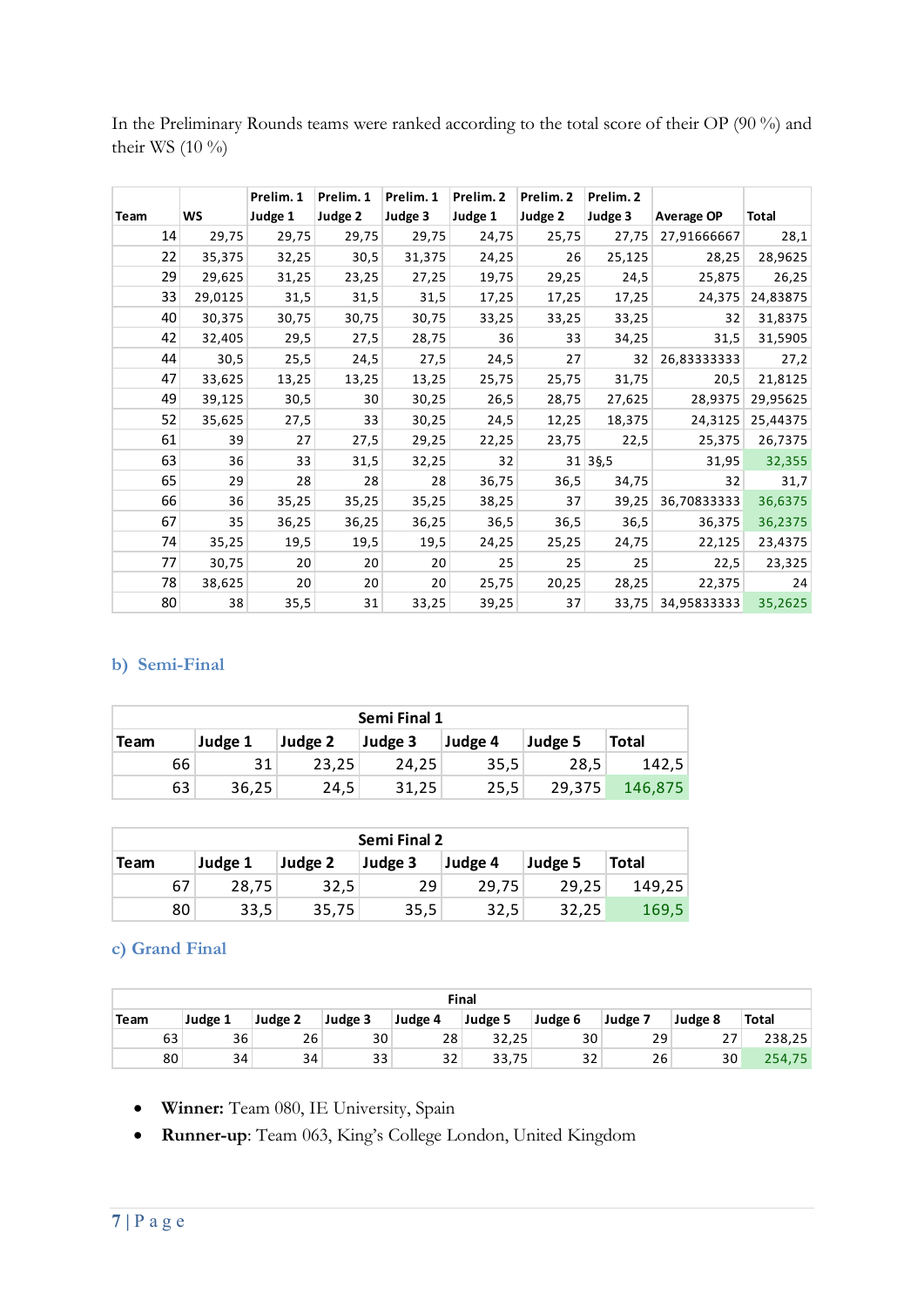In the Preliminary Rounds teams were ranked according to the total score of their OP (90 %) and their WS (10 %)

| Team | WS | Prelim. 1 Judge 1 | Prelim. 1 Judge 2 | Prelim. 1 Judge 3 | Prelim. 2 Judge 1 | Prelim. 2 Judge 2 | Prelim. 2 Judge 3 | Average OP | Total |
|---|---|---|---|---|---|---|---|---|---|
| 14 | 29,75 | 29,75 | 29,75 | 29,75 | 24,75 | 25,75 | 27,75 | 27,91666667 | 28,1 |
| 22 | 35,375 | 32,25 | 30,5 | 31,375 | 24,25 | 26 | 25,125 | 28,25 | 28,9625 |
| 29 | 29,625 | 31,25 | 23,25 | 27,25 | 19,75 | 29,25 | 24,5 | 25,875 | 26,25 |
| 33 | 29,0125 | 31,5 | 31,5 | 31,5 | 17,25 | 17,25 | 17,25 | 24,375 | 24,83875 |
| 40 | 30,375 | 30,75 | 30,75 | 30,75 | 33,25 | 33,25 | 33,25 | 32 | 31,8375 |
| 42 | 32,405 | 29,5 | 27,5 | 28,75 | 36 | 33 | 34,25 | 31,5 | 31,5905 |
| 44 | 30,5 | 25,5 | 24,5 | 27,5 | 24,5 | 27 | 32 | 26,83333333 | 27,2 |
| 47 | 33,625 | 13,25 | 13,25 | 13,25 | 25,75 | 25,75 | 31,75 | 20,5 | 21,8125 |
| 49 | 39,125 | 30,5 | 30 | 30,25 | 26,5 | 28,75 | 27,625 | 28,9375 | 29,95625 |
| 52 | 35,625 | 27,5 | 33 | 30,25 | 24,5 | 12,25 | 18,375 | 24,3125 | 25,44375 |
| 61 | 39 | 27 | 27,5 | 29,25 | 22,25 | 23,75 | 22,5 | 25,375 | 26,7375 |
| 63 | 36 | 33 | 31,5 | 32,25 | 32 | 31 | 3§,5 | 31,95 | 32,355 |
| 65 | 29 | 28 | 28 | 28 | 36,75 | 36,5 | 34,75 | 32 | 31,7 |
| 66 | 36 | 35,25 | 35,25 | 35,25 | 38,25 | 37 | 39,25 | 36,70833333 | 36,6375 |
| 67 | 35 | 36,25 | 36,25 | 36,25 | 36,5 | 36,5 | 36,5 | 36,375 | 36,2375 |
| 74 | 35,25 | 19,5 | 19,5 | 19,5 | 24,25 | 25,25 | 24,75 | 22,125 | 23,4375 |
| 77 | 30,75 | 20 | 20 | 20 | 25 | 25 | 25 | 22,5 | 23,325 |
| 78 | 38,625 | 20 | 20 | 20 | 25,75 | 20,25 | 28,25 | 22,375 | 24 |
| 80 | 38 | 35,5 | 31 | 33,25 | 39,25 | 37 | 33,75 | 34,95833333 | 35,2625 |

## b) Semi-Final

| Semi Final 1 | | | | | | |
|---|---|---|---|---|---|---|
| Team | Judge 1 | Judge 2 | Judge 3 | Judge 4 | Judge 5 | Total |
| 66 | 31 | 23,25 | 24,25 | 35,5 | 28,5 | 142,5 |
| 63 | 36,25 | 24,5 | 31,25 | 25,5 | 29,375 | 146,875 |

| Semi Final 2 | | | | | | |
|---|---|---|---|---|---|---|
| Team | Judge 1 | Judge 2 | Judge 3 | Judge 4 | Judge 5 | Total |
| 67 | 28,75 | 32,5 | 29 | 29,75 | 29,25 | 149,25 |
| 80 | 33,5 | 35,75 | 35,5 | 32,5 | 32,25 | 169,5 |

## c) Grand Final

| Final | | | | | | | | | |
|---|---|---|---|---|---|---|---|---|---|
| Team | Judge 1 | Judge 2 | Judge 3 | Judge 4 | Judge 5 | Judge 6 | Judge 7 | Judge 8 | Total |
| 63 | 36 | 26 | 30 | 28 | 32,25 | 30 | 29 | 27 | 238,25 |
| 80 | 34 | 34 | 33 | 32 | 33,75 | 32 | 26 | 30 | 254,75 |

- **Winner:** Team 080, IE University, Spain
- **Runner-up**: Team 063, King's College London, United Kingdom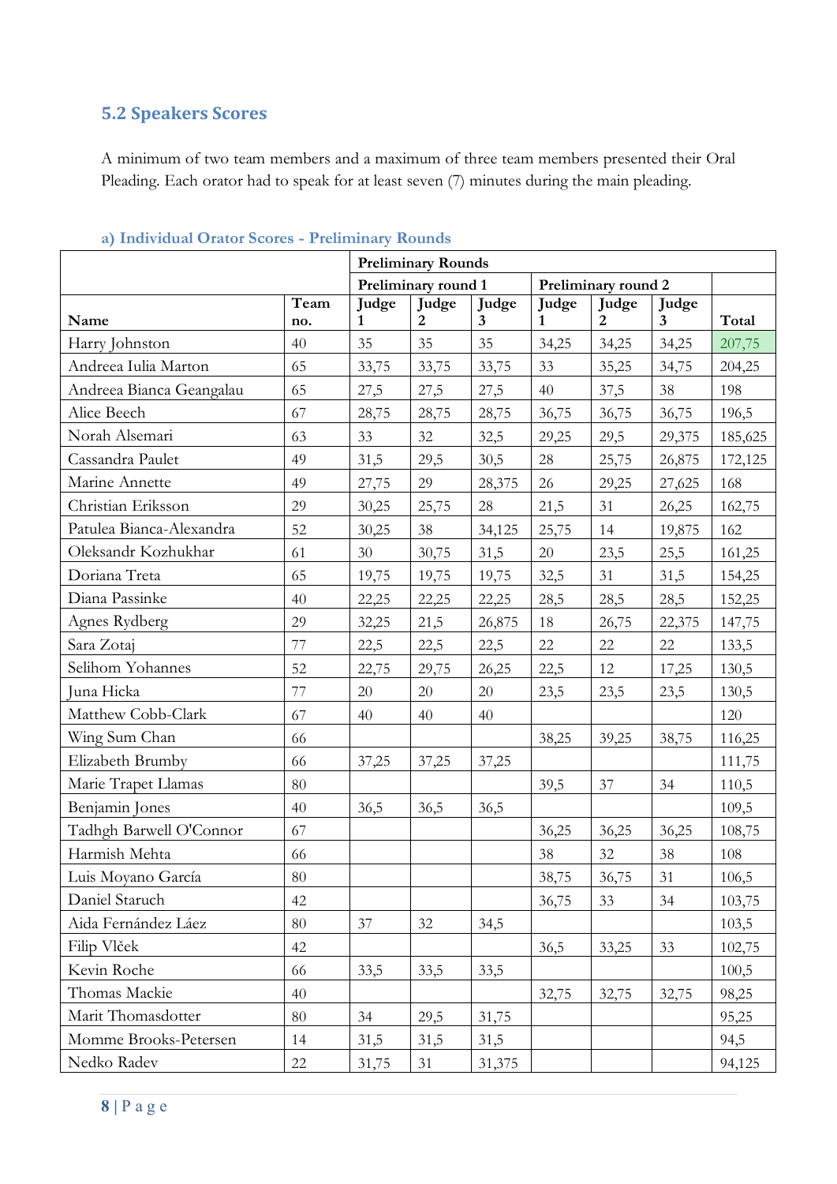## 5.2 Speakers Scores

A minimum of two team members and a maximum of three team members presented their Oral Pleading. Each orator had to speak for at least seven (7) minutes during the main pleading.

### a) Individual Orator Scores - Preliminary Rounds

| | | Preliminary Rounds | | | | | | |
|---|---|---|---|---|---|---|---|---|
| | | Preliminary round 1 | | | Preliminary round 2 | | | |
| Name | Team no. | Judge 1 | Judge 2 | Judge 3 | Judge 1 | Judge 2 | Judge 3 | Total |
| Harry Johnston | 40 | 35 | 35 | 35 | 34,25 | 34,25 | 34,25 | 207,75 |
| Andreea Iulia Marton | 65 | 33,75 | 33,75 | 33,75 | 33 | 35,25 | 34,75 | 204,25 |
| Andreea Bianca Geangalau | 65 | 27,5 | 27,5 | 27,5 | 40 | 37,5 | 38 | 198 |
| Alice Beech | 67 | 28,75 | 28,75 | 28,75 | 36,75 | 36,75 | 36,75 | 196,5 |
| Norah Alsemari | 63 | 33 | 32 | 32,5 | 29,25 | 29,5 | 29,375 | 185,625 |
| Cassandra Paulet | 49 | 31,5 | 29,5 | 30,5 | 28 | 25,75 | 26,875 | 172,125 |
| Marine Annette | 49 | 27,75 | 29 | 28,375 | 26 | 29,25 | 27,625 | 168 |
| Christian Eriksson | 29 | 30,25 | 25,75 | 28 | 21,5 | 31 | 26,25 | 162,75 |
| Patulea Bianca-Alexandra | 52 | 30,25 | 38 | 34,125 | 25,75 | 14 | 19,875 | 162 |
| Oleksandr Kozhukhar | 61 | 30 | 30,75 | 31,5 | 20 | 23,5 | 25,5 | 161,25 |
| Doriana Treta | 65 | 19,75 | 19,75 | 19,75 | 32,5 | 31 | 31,5 | 154,25 |
| Diana Passinke | 40 | 22,25 | 22,25 | 22,25 | 28,5 | 28,5 | 28,5 | 152,25 |
| Agnes Rydberg | 29 | 32,25 | 21,5 | 26,875 | 18 | 26,75 | 22,375 | 147,75 |
| Sara Zotaj | 77 | 22,5 | 22,5 | 22,5 | 22 | 22 | 22 | 133,5 |
| Selihom Yohannes | 52 | 22,75 | 29,75 | 26,25 | 22,5 | 12 | 17,25 | 130,5 |
| Juna Hicka | 77 | 20 | 20 | 20 | 23,5 | 23,5 | 23,5 | 130,5 |
| Matthew Cobb-Clark | 67 | 40 | 40 | 40 | | | | 120 |
| Wing Sum Chan | 66 | | | | 38,25 | 39,25 | 38,75 | 116,25 |
| Elizabeth Brumby | 66 | 37,25 | 37,25 | 37,25 | | | | 111,75 |
| Marie Trapet Llamas | 80 | | | | 39,5 | 37 | 34 | 110,5 |
| Benjamin Jones | 40 | 36,5 | 36,5 | 36,5 | | | | 109,5 |
| Tadhgh Barwell O'Connor | 67 | | | | 36,25 | 36,25 | 36,25 | 108,75 |
| Harmish Mehta | 66 | | | | 38 | 32 | 38 | 108 |
| Luis Moyano García | 80 | | | | 38,75 | 36,75 | 31 | 106,5 |
| Daniel Staruch | 42 | | | | 36,75 | 33 | 34 | 103,75 |
| Aida Fernández Láez | 80 | 37 | 32 | 34,5 | | | | 103,5 |
| Filip Vlček | 42 | | | | 36,5 | 33,25 | 33 | 102,75 |
| Kevin Roche | 66 | 33,5 | 33,5 | 33,5 | | | | 100,5 |
| Thomas Mackie | 40 | | | | 32,75 | 32,75 | 32,75 | 98,25 |
| Marit Thomasdotter | 80 | 34 | 29,5 | 31,75 | | | | 95,25 |
| Momme Brooks-Petersen | 14 | 31,5 | 31,5 | 31,5 | | | | 94,5 |
| Nedko Radev | 22 | 31,75 | 31 | 31,375 | | | | 94,125 |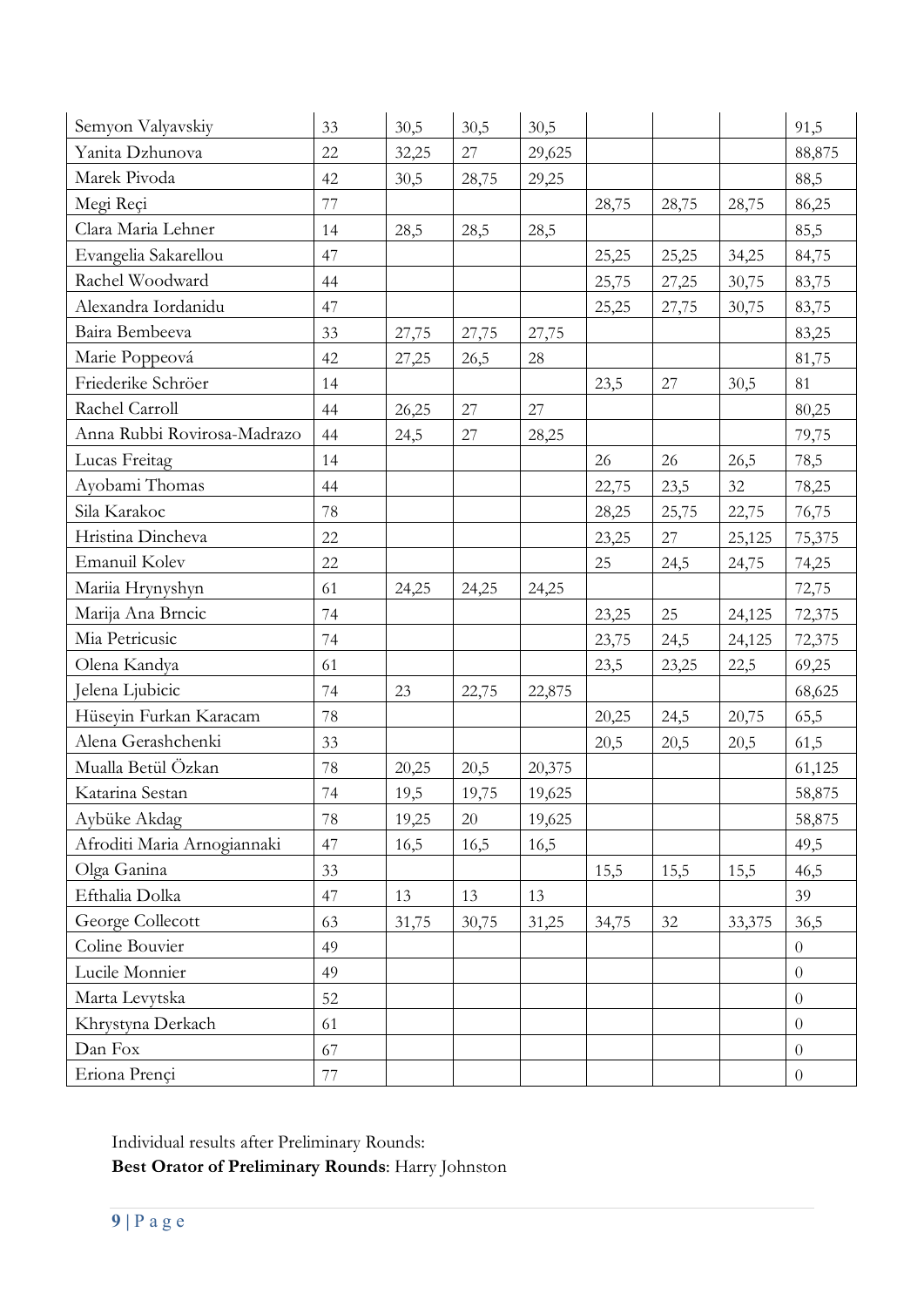| Semyon Valyavskiy | 33 | 30,5 | 30,5 | 30,5 | | | | 91,5 |
|---|---|---|---|---|---|---|---|---|
| Yanita Dzhunova | 22 | 32,25 | 27 | 29,625 | | | | 88,875 |
| Marek Pivoda | 42 | 30,5 | 28,75 | 29,25 | | | | 88,5 |
| Megi Reçi | 77 | | | | 28,75 | 28,75 | 28,75 | 86,25 |
| Clara Maria Lehner | 14 | 28,5 | 28,5 | 28,5 | | | | 85,5 |
| Evangelia Sakarellou | 47 | | | | 25,25 | 25,25 | 34,25 | 84,75 |
| Rachel Woodward | 44 | | | | 25,75 | 27,25 | 30,75 | 83,75 |
| Alexandra Iordanidu | 47 | | | | 25,25 | 27,75 | 30,75 | 83,75 |
| Baira Bembeeva | 33 | 27,75 | 27,75 | 27,75 | | | | 83,25 |
| Marie Poppeová | 42 | 27,25 | 26,5 | 28 | | | | 81,75 |
| Friederike Schröer | 14 | | | | 23,5 | 27 | 30,5 | 81 |
| Rachel Carroll | 44 | 26,25 | 27 | 27 | | | | 80,25 |
| Anna Rubbi Rovirosa-Madrazo | 44 | 24,5 | 27 | 28,25 | | | | 79,75 |
| Lucas Freitag | 14 | | | | 26 | 26 | 26,5 | 78,5 |
| Ayobami Thomas | 44 | | | | 22,75 | 23,5 | 32 | 78,25 |
| Sila Karakoc | 78 | | | | 28,25 | 25,75 | 22,75 | 76,75 |
| Hristina Dincheva | 22 | | | | 23,25 | 27 | 25,125 | 75,375 |
| Emanuil Kolev | 22 | | | | 25 | 24,5 | 24,75 | 74,25 |
| Mariia Hrynyshyn | 61 | 24,25 | 24,25 | 24,25 | | | | 72,75 |
| Marija Ana Brncic | 74 | | | | 23,25 | 25 | 24,125 | 72,375 |
| Mia Petricusic | 74 | | | | 23,75 | 24,5 | 24,125 | 72,375 |
| Olena Kandya | 61 | | | | 23,5 | 23,25 | 22,5 | 69,25 |
| Jelena Ljubicic | 74 | 23 | 22,75 | 22,875 | | | | 68,625 |
| Hüseyin Furkan Karacam | 78 | | | | 20,25 | 24,5 | 20,75 | 65,5 |
| Alena Gerashchenki | 33 | | | | 20,5 | 20,5 | 20,5 | 61,5 |
| Mualla Betül Özkan | 78 | 20,25 | 20,5 | 20,375 | | | | 61,125 |
| Katarina Sestan | 74 | 19,5 | 19,75 | 19,625 | | | | 58,875 |
| Aybüke Akdag | 78 | 19,25 | 20 | 19,625 | | | | 58,875 |
| Afroditi Maria Arnogiannaki | 47 | 16,5 | 16,5 | 16,5 | | | | 49,5 |
| Olga Ganina | 33 | | | | 15,5 | 15,5 | 15,5 | 46,5 |
| Efthalia Dolka | 47 | 13 | 13 | 13 | | | | 39 |
| George Collecott | 63 | 31,75 | 30,75 | 31,25 | 34,75 | 32 | 33,375 | 36,5 |
| Coline Bouvier | 49 | | | | | | | 0 |
| Lucile Monnier | 49 | | | | | | | 0 |
| Marta Levytska | 52 | | | | | | | 0 |
| Khrystyna Derkach | 61 | | | | | | | 0 |
| Dan Fox | 67 | | | | | | | 0 |
| Eriona Prençi | 77 | | | | | | | 0 |

Individual results after Preliminary Rounds:
**Best Orator of Preliminary Rounds**: Harry Johnston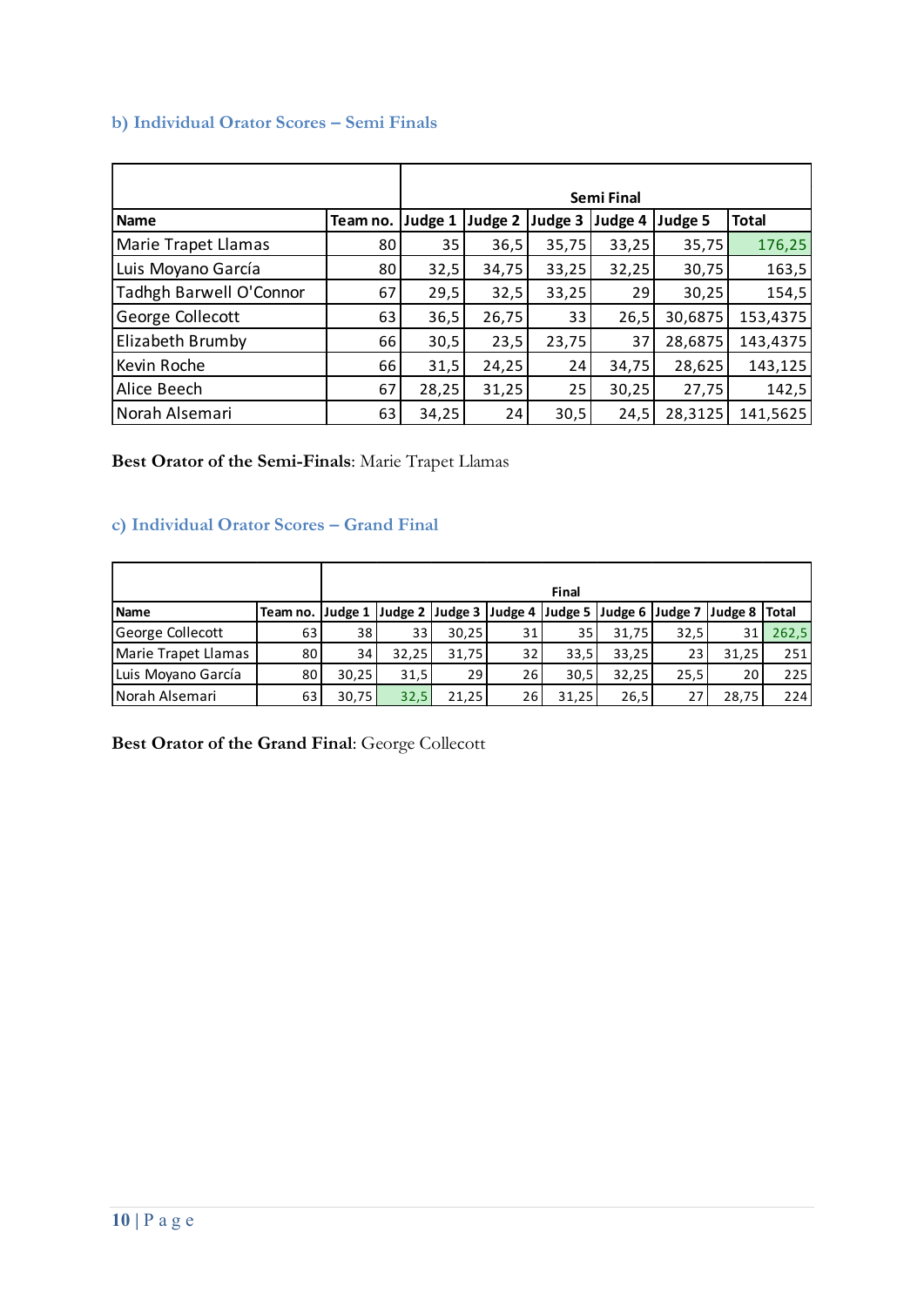### b) Individual Orator Scores – Semi Finals

| | | Semi Final | | | | | |
|---|---|---|---|---|---|---|---|
| **Name** | **Team no.** | **Judge 1** | **Judge 2** | **Judge 3** | **Judge 4** | **Judge 5** | **Total** |
| Marie Trapet Llamas | 80 | 35 | 36,5 | 35,75 | 33,25 | 35,75 | 176,25 |
| Luis Moyano García | 80 | 32,5 | 34,75 | 33,25 | 32,25 | 30,75 | 163,5 |
| Tadhgh Barwell O'Connor | 67 | 29,5 | 32,5 | 33,25 | 29 | 30,25 | 154,5 |
| George Collecott | 63 | 36,5 | 26,75 | 33 | 26,5 | 30,6875 | 153,4375 |
| Elizabeth Brumby | 66 | 30,5 | 23,5 | 23,75 | 37 | 28,6875 | 143,4375 |
| Kevin Roche | 66 | 31,5 | 24,25 | 24 | 34,75 | 28,625 | 143,125 |
| Alice Beech | 67 | 28,25 | 31,25 | 25 | 30,25 | 27,75 | 142,5 |
| Norah Alsemari | 63 | 34,25 | 24 | 30,5 | 24,5 | 28,3125 | 141,5625 |

**Best Orator of the Semi-Finals**: Marie Trapet Llamas

### c) Individual Orator Scores – Grand Final

| | | Final | | | | | | | | |
|---|---|---|---|---|---|---|---|---|---|---|
| **Name** | **Team no.** | **Judge 1** | **Judge 2** | **Judge 3** | **Judge 4** | **Judge 5** | **Judge 6** | **Judge 7** | **Judge 8** | **Total** |
| George Collecott | 63 | 38 | 33 | 30,25 | 31 | 35 | 31,75 | 32,5 | 31 | 262,5 |
| Marie Trapet Llamas | 80 | 34 | 32,25 | 31,75 | 32 | 33,5 | 33,25 | 23 | 31,25 | 251 |
| Luis Moyano García | 80 | 30,25 | 31,5 | 29 | 26 | 30,5 | 32,25 | 25,5 | 20 | 225 |
| Norah Alsemari | 63 | 30,75 | 32,5 | 21,25 | 26 | 31,25 | 26,5 | 27 | 28,75 | 224 |

**Best Orator of the Grand Final**: George Collecott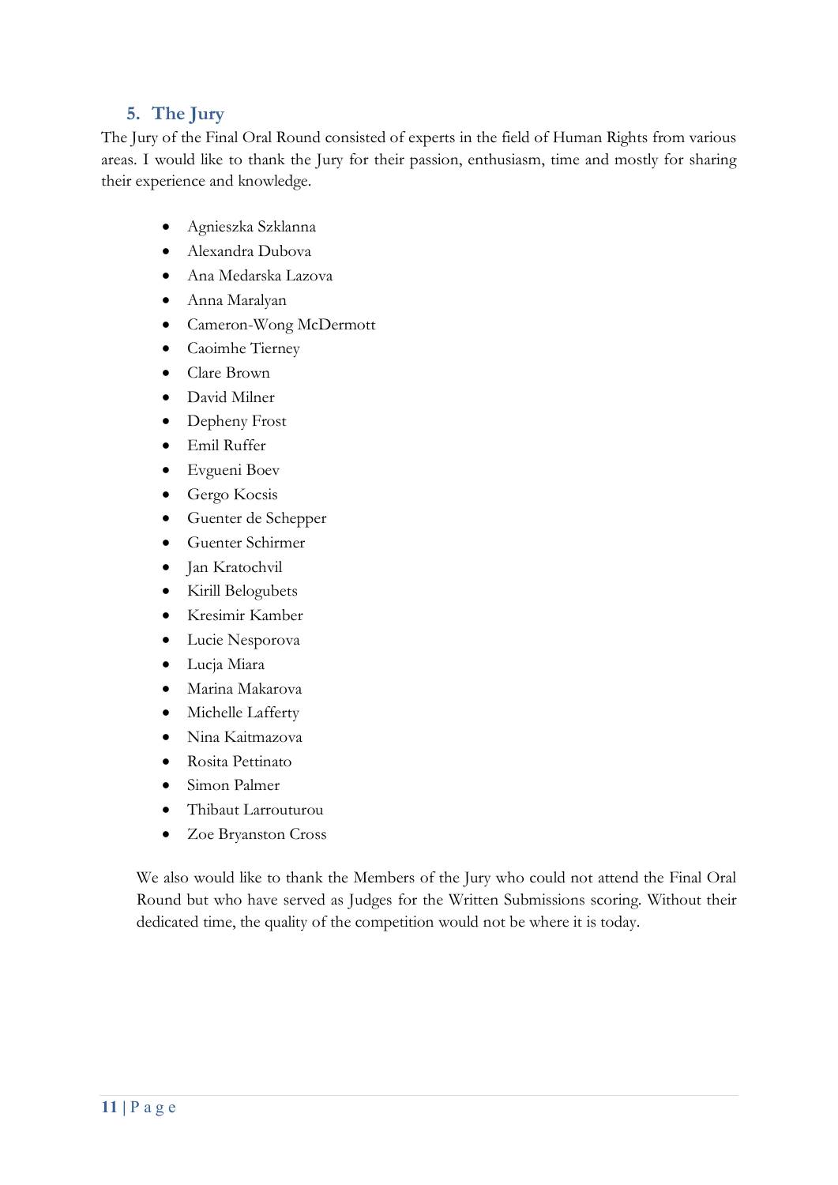## 5. The Jury

The Jury of the Final Oral Round consisted of experts in the field of Human Rights from various areas. I would like to thank the Jury for their passion, enthusiasm, time and mostly for sharing their experience and knowledge.

- Agnieszka Szklanna
- Alexandra Dubova
- Ana Medarska Lazova
- Anna Maralyan
- Cameron-Wong McDermott
- Caoimhe Tierney
- Clare Brown
- David Milner
- Depheny Frost
- Emil Ruffer
- Evgueni Boev
- Gergo Kocsis
- Guenter de Schepper
- Guenter Schirmer
- Jan Kratochvil
- Kirill Belogubets
- Kresimir Kamber
- Lucie Nesporova
- Lucja Miara
- Marina Makarova
- Michelle Lafferty
- Nina Kaitmazova
- Rosita Pettinato
- Simon Palmer
- Thibaut Larrouturou
- Zoe Bryanston Cross

We also would like to thank the Members of the Jury who could not attend the Final Oral Round but who have served as Judges for the Written Submissions scoring. Without their dedicated time, the quality of the competition would not be where it is today.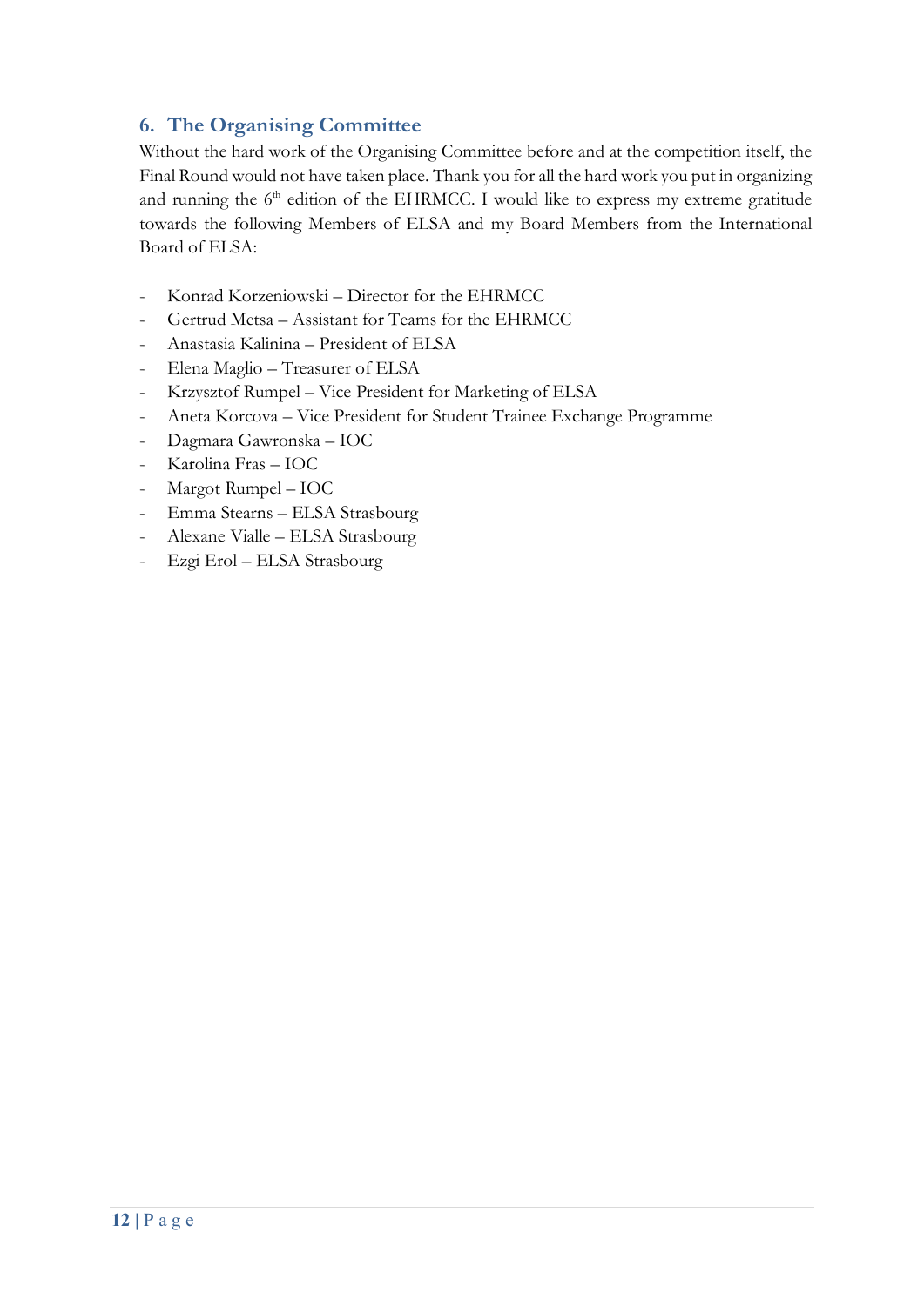## 6. The Organising Committee

Without the hard work of the Organising Committee before and at the competition itself, the Final Round would not have taken place. Thank you for all the hard work you put in organizing and running the 6th edition of the EHRMCC. I would like to express my extreme gratitude towards the following Members of ELSA and my Board Members from the International Board of ELSA:

- Konrad Korzeniowski – Director for the EHRMCC
- Gertrud Metsa – Assistant for Teams for the EHRMCC
- Anastasia Kalinina – President of ELSA
- Elena Maglio – Treasurer of ELSA
- Krzysztof Rumpel – Vice President for Marketing of ELSA
- Aneta Korcova – Vice President for Student Trainee Exchange Programme
- Dagmara Gawronska – IOC
- Karolina Fras – IOC
- Margot Rumpel – IOC
- Emma Stearns – ELSA Strasbourg
- Alexane Vialle – ELSA Strasbourg
- Ezgi Erol – ELSA Strasbourg